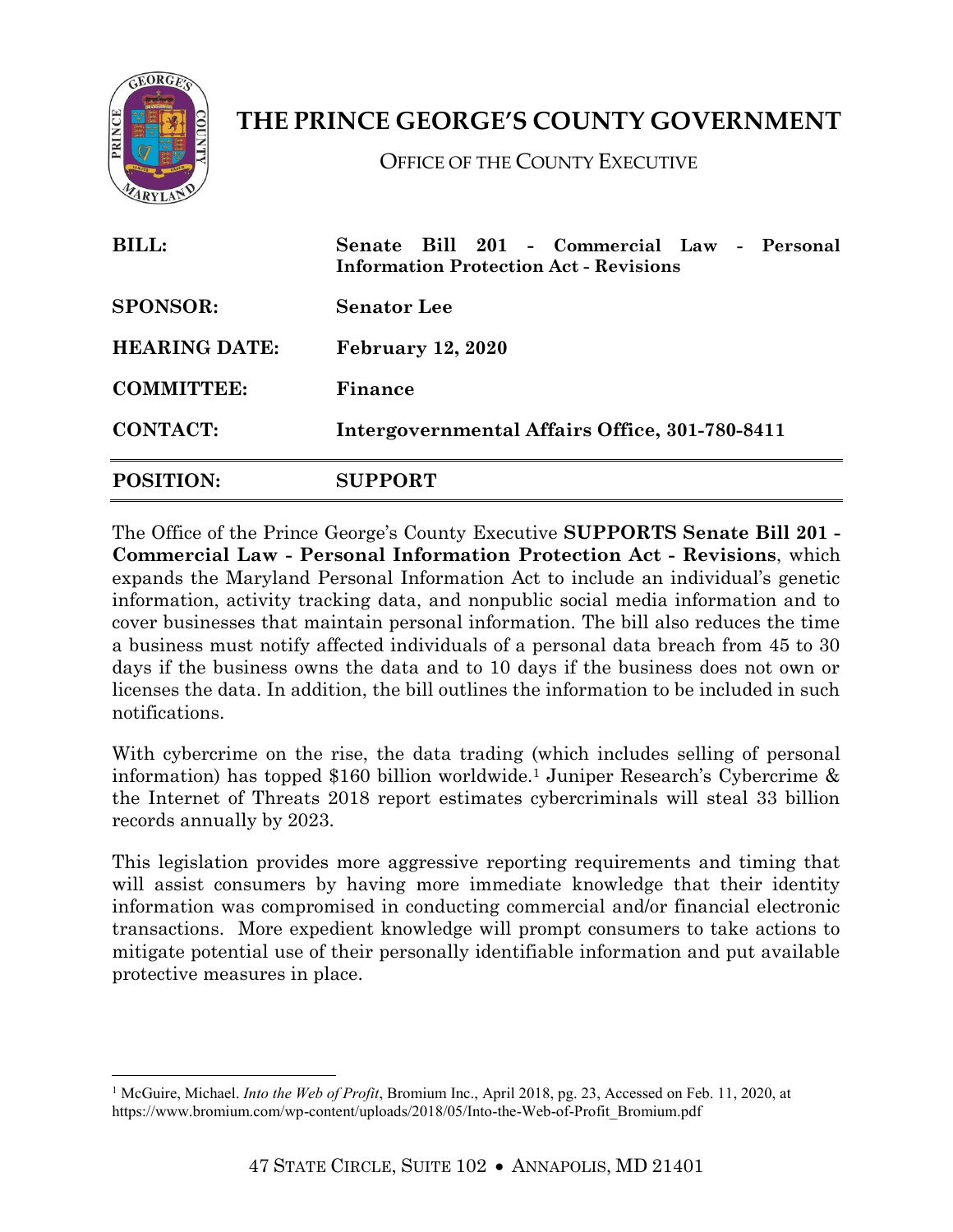# THE PRINCE GEORGE'S COUNTY GOVERNMENT

OFFICE OF THE COUNTY EXECUTIVE

| | |
|---|---|
| **BILL:** | **Senate Bill 201 - Commercial Law - Personal Information Protection Act - Revisions** |
| **SPONSOR:** | **Senator Lee** |
| **HEARING DATE:** | **February 12, 2020** |
| **COMMITTEE:** | **Finance** |
| **CONTACT:** | **Intergovernmental Affairs Office, 301-780-8411** |
| **POSITION:** | **SUPPORT** |

The Office of the Prince George's County Executive **SUPPORTS Senate Bill 201 - Commercial Law - Personal Information Protection Act - Revisions**, which expands the Maryland Personal Information Act to include an individual's genetic information, activity tracking data, and nonpublic social media information and to cover businesses that maintain personal information. The bill also reduces the time a business must notify affected individuals of a personal data breach from 45 to 30 days if the business owns the data and to 10 days if the business does not own or licenses the data. In addition, the bill outlines the information to be included in such notifications.

With cybercrime on the rise, the data trading (which includes selling of personal information) has topped $160 billion worldwide.[1] Juniper Research's Cybercrime & the Internet of Threats 2018 report estimates cybercriminals will steal 33 billion records annually by 2023.

This legislation provides more aggressive reporting requirements and timing that will assist consumers by having more immediate knowledge that their identity information was compromised in conducting commercial and/or financial electronic transactions. More expedient knowledge will prompt consumers to take actions to mitigate potential use of their personally identifiable information and put available protective measures in place.

---

[1] McGuire, Michael. *Into the Web of Profit*, Bromium Inc., April 2018, pg. 23, Accessed on Feb. 11, 2020, at https://www.bromium.com/wp-content/uploads/2018/05/Into-the-Web-of-Profit_Bromium.pdf

47 STATE CIRCLE, SUITE 102 • ANNAPOLIS, MD 21401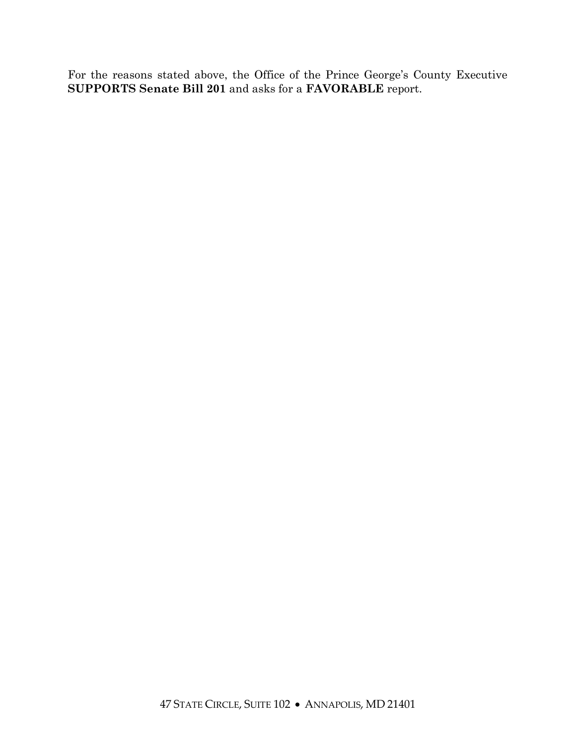For the reasons stated above, the Office of the Prince George's County Executive **SUPPORTS Senate Bill 201** and asks for a **FAVORABLE** report.